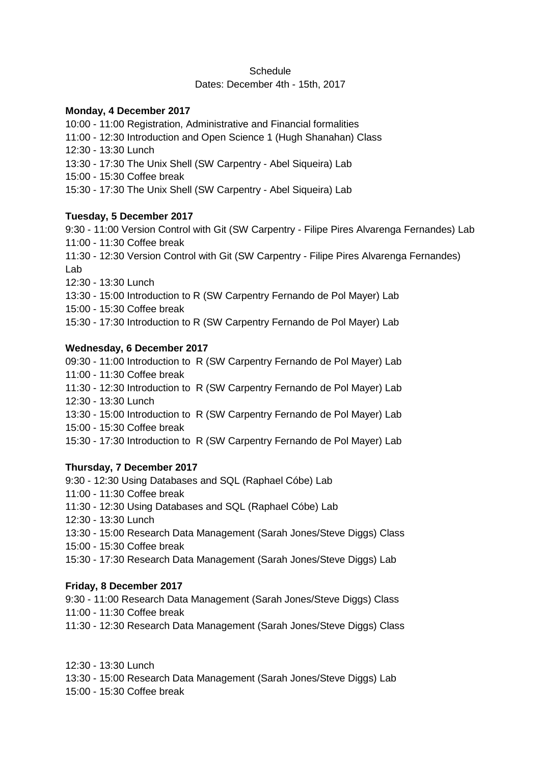Schedule

Dates: December 4th - 15th, 2017

**Monday, 4 December 2017**

10:00 - 11:00 Registration, Administrative and Financial formalities
11:00 - 12:30 Introduction and Open Science 1 (Hugh Shanahan) Class
12:30 - 13:30 Lunch
13:30 - 17:30 The Unix Shell (SW Carpentry - Abel Siqueira) Lab
15:00 - 15:30 Coffee break
15:30 - 17:30 The Unix Shell (SW Carpentry - Abel Siqueira) Lab

**Tuesday, 5 December 2017**

9:30 - 11:00 Version Control with Git (SW Carpentry - Filipe Pires Alvarenga Fernandes) Lab
11:00 - 11:30 Coffee break
11:30 - 12:30 Version Control with Git (SW Carpentry - Filipe Pires Alvarenga Fernandes) Lab
12:30 - 13:30 Lunch
13:30 - 15:00 Introduction to R (SW Carpentry Fernando de Pol Mayer) Lab
15:00 - 15:30 Coffee break
15:30 - 17:30 Introduction to R (SW Carpentry Fernando de Pol Mayer) Lab

**Wednesday, 6 December 2017**

09:30 - 11:00 Introduction to R (SW Carpentry Fernando de Pol Mayer) Lab
11:00 - 11:30 Coffee break
11:30 - 12:30 Introduction to R (SW Carpentry Fernando de Pol Mayer) Lab
12:30 - 13:30 Lunch
13:30 - 15:00 Introduction to R (SW Carpentry Fernando de Pol Mayer) Lab
15:00 - 15:30 Coffee break
15:30 - 17:30 Introduction to R (SW Carpentry Fernando de Pol Mayer) Lab

**Thursday, 7 December 2017**

9:30 - 12:30 Using Databases and SQL (Raphael Cóbe) Lab
11:00 - 11:30 Coffee break
11:30 - 12:30 Using Databases and SQL (Raphael Cóbe) Lab
12:30 - 13:30 Lunch
13:30 - 15:00 Research Data Management (Sarah Jones/Steve Diggs) Class
15:00 - 15:30 Coffee break
15:30 - 17:30 Research Data Management (Sarah Jones/Steve Diggs) Lab

**Friday, 8 December 2017**

9:30 - 11:00 Research Data Management (Sarah Jones/Steve Diggs) Class
11:00 - 11:30 Coffee break
11:30 - 12:30 Research Data Management (Sarah Jones/Steve Diggs) Class

12:30 - 13:30 Lunch
13:30 - 15:00 Research Data Management (Sarah Jones/Steve Diggs) Lab
15:00 - 15:30 Coffee break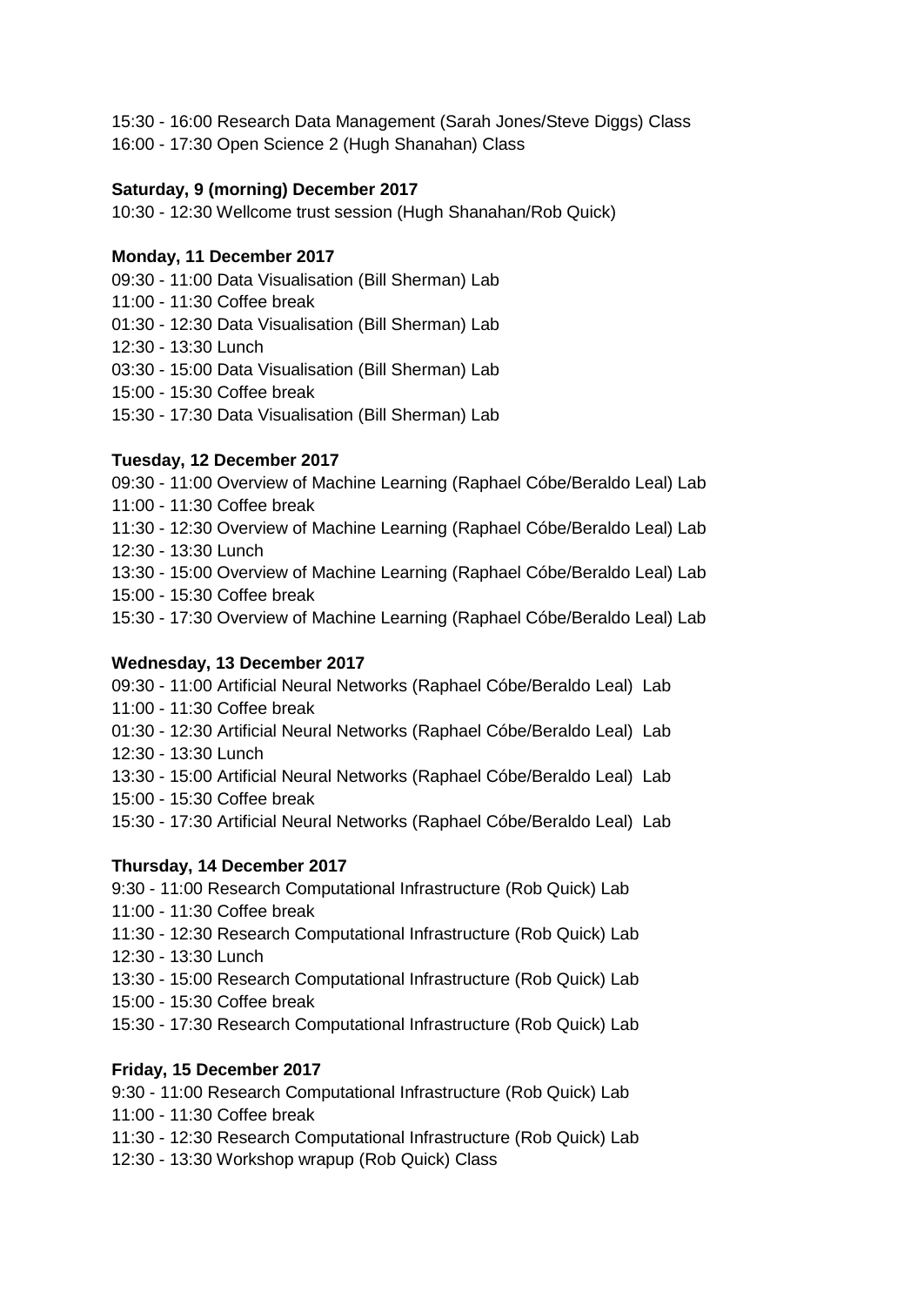15:30 - 16:00 Research Data Management (Sarah Jones/Steve Diggs) Class
16:00 - 17:30 Open Science 2 (Hugh Shanahan) Class

**Saturday, 9 (morning) December 2017**

10:30 - 12:30 Wellcome trust session (Hugh Shanahan/Rob Quick)

**Monday, 11 December 2017**

09:30 - 11:00 Data Visualisation (Bill Sherman) Lab
11:00 - 11:30 Coffee break
01:30 - 12:30 Data Visualisation (Bill Sherman) Lab
12:30 - 13:30 Lunch
03:30 - 15:00 Data Visualisation (Bill Sherman) Lab
15:00 - 15:30 Coffee break
15:30 - 17:30 Data Visualisation (Bill Sherman) Lab

**Tuesday, 12 December 2017**

09:30 - 11:00 Overview of Machine Learning (Raphael Cóbe/Beraldo Leal) Lab
11:00 - 11:30 Coffee break
11:30 - 12:30 Overview of Machine Learning (Raphael Cóbe/Beraldo Leal) Lab
12:30 - 13:30 Lunch
13:30 - 15:00 Overview of Machine Learning (Raphael Cóbe/Beraldo Leal) Lab
15:00 - 15:30 Coffee break
15:30 - 17:30 Overview of Machine Learning (Raphael Cóbe/Beraldo Leal) Lab

**Wednesday, 13 December 2017**

09:30 - 11:00 Artificial Neural Networks (Raphael Cóbe/Beraldo Leal) Lab
11:00 - 11:30 Coffee break
01:30 - 12:30 Artificial Neural Networks (Raphael Cóbe/Beraldo Leal) Lab
12:30 - 13:30 Lunch
13:30 - 15:00 Artificial Neural Networks (Raphael Cóbe/Beraldo Leal) Lab
15:00 - 15:30 Coffee break
15:30 - 17:30 Artificial Neural Networks (Raphael Cóbe/Beraldo Leal) Lab

**Thursday, 14 December 2017**

9:30 - 11:00 Research Computational Infrastructure (Rob Quick) Lab
11:00 - 11:30 Coffee break
11:30 - 12:30 Research Computational Infrastructure (Rob Quick) Lab
12:30 - 13:30 Lunch
13:30 - 15:00 Research Computational Infrastructure (Rob Quick) Lab
15:00 - 15:30 Coffee break
15:30 - 17:30 Research Computational Infrastructure (Rob Quick) Lab

**Friday, 15 December 2017**

9:30 - 11:00 Research Computational Infrastructure (Rob Quick) Lab
11:00 - 11:30 Coffee break
11:30 - 12:30 Research Computational Infrastructure (Rob Quick) Lab
12:30 - 13:30 Workshop wrapup (Rob Quick) Class